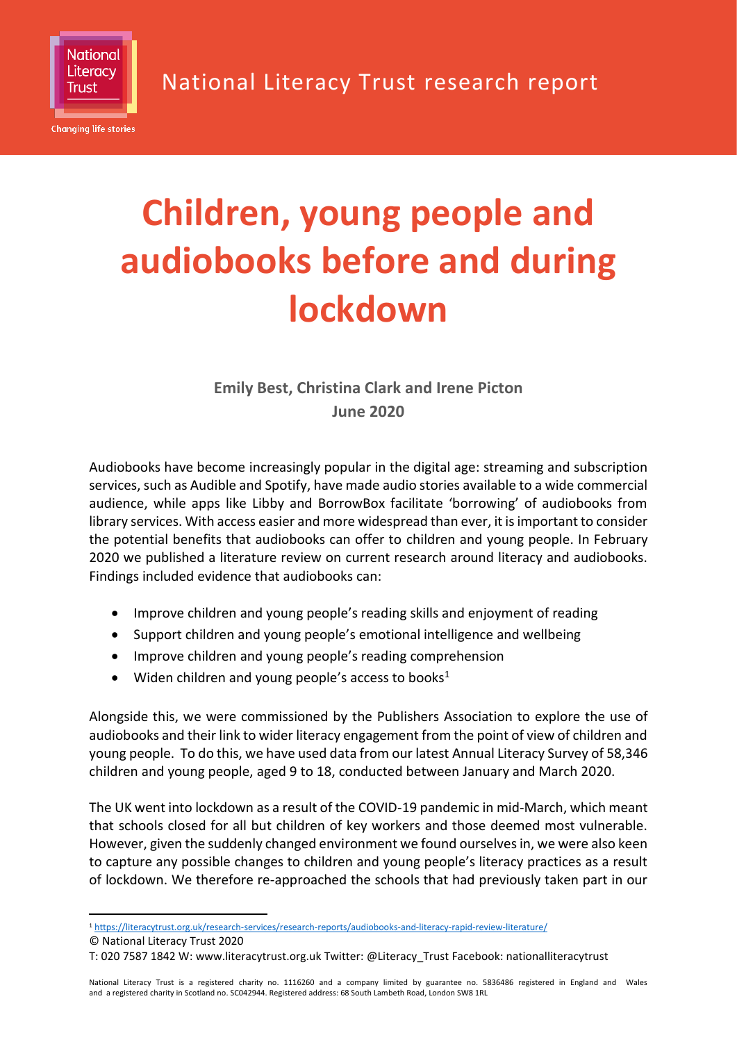National Literacy Trust

Changing life stories

National Literacy Trust research report

# Children, young people and audiobooks before and during lockdown

**Emily Best, Christina Clark and Irene Picton**
**June 2020**

Audiobooks have become increasingly popular in the digital age: streaming and subscription services, such as Audible and Spotify, have made audio stories available to a wide commercial audience, while apps like Libby and BorrowBox facilitate 'borrowing' of audiobooks from library services. With access easier and more widespread than ever, it is important to consider the potential benefits that audiobooks can offer to children and young people. In February 2020 we published a literature review on current research around literacy and audiobooks. Findings included evidence that audiobooks can:

- Improve children and young people's reading skills and enjoyment of reading
- Support children and young people's emotional intelligence and wellbeing
- Improve children and young people's reading comprehension
- Widen children and young people's access to books[1]

Alongside this, we were commissioned by the Publishers Association to explore the use of audiobooks and their link to wider literacy engagement from the point of view of children and young people. To do this, we have used data from our latest Annual Literacy Survey of 58,346 children and young people, aged 9 to 18, conducted between January and March 2020.

The UK went into lockdown as a result of the COVID-19 pandemic in mid-March, which meant that schools closed for all but children of key workers and those deemed most vulnerable. However, given the suddenly changed environment we found ourselves in, we were also keen to capture any possible changes to children and young people's literacy practices as a result of lockdown. We therefore re-approached the schools that had previously taken part in our

[1] https://literacytrust.org.uk/research-services/research-reports/audiobooks-and-literacy-rapid-review-literature/

© National Literacy Trust 2020

T: 020 7587 1842 W: www.literacytrust.org.uk Twitter: @Literacy_Trust Facebook: nationalliteracytrust

National Literacy Trust is a registered charity no. 1116260 and a company limited by guarantee no. 5836486 registered in England and Wales and a registered charity in Scotland no. SC042944. Registered address: 68 South Lambeth Road, London SW8 1RL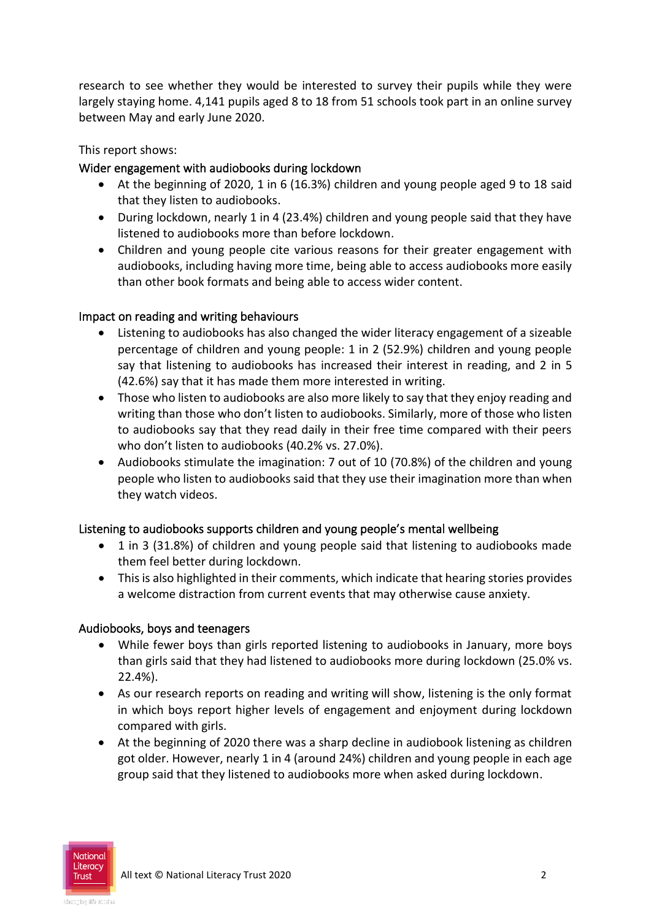research to see whether they would be interested to survey their pupils while they were largely staying home. 4,141 pupils aged 8 to 18 from 51 schools took part in an online survey between May and early June 2020.

This report shows:

### Wider engagement with audiobooks during lockdown

- At the beginning of 2020, 1 in 6 (16.3%) children and young people aged 9 to 18 said that they listen to audiobooks.
- During lockdown, nearly 1 in 4 (23.4%) children and young people said that they have listened to audiobooks more than before lockdown.
- Children and young people cite various reasons for their greater engagement with audiobooks, including having more time, being able to access audiobooks more easily than other book formats and being able to access wider content.

### Impact on reading and writing behaviours

- Listening to audiobooks has also changed the wider literacy engagement of a sizeable percentage of children and young people: 1 in 2 (52.9%) children and young people say that listening to audiobooks has increased their interest in reading, and 2 in 5 (42.6%) say that it has made them more interested in writing.
- Those who listen to audiobooks are also more likely to say that they enjoy reading and writing than those who don't listen to audiobooks. Similarly, more of those who listen to audiobooks say that they read daily in their free time compared with their peers who don't listen to audiobooks (40.2% vs. 27.0%).
- Audiobooks stimulate the imagination: 7 out of 10 (70.8%) of the children and young people who listen to audiobooks said that they use their imagination more than when they watch videos.

### Listening to audiobooks supports children and young people's mental wellbeing

- 1 in 3 (31.8%) of children and young people said that listening to audiobooks made them feel better during lockdown.
- This is also highlighted in their comments, which indicate that hearing stories provides a welcome distraction from current events that may otherwise cause anxiety.

### Audiobooks, boys and teenagers

- While fewer boys than girls reported listening to audiobooks in January, more boys than girls said that they had listened to audiobooks more during lockdown (25.0% vs. 22.4%).
- As our research reports on reading and writing will show, listening is the only format in which boys report higher levels of engagement and enjoyment during lockdown compared with girls.
- At the beginning of 2020 there was a sharp decline in audiobook listening as children got older. However, nearly 1 in 4 (around 24%) children and young people in each age group said that they listened to audiobooks more when asked during lockdown.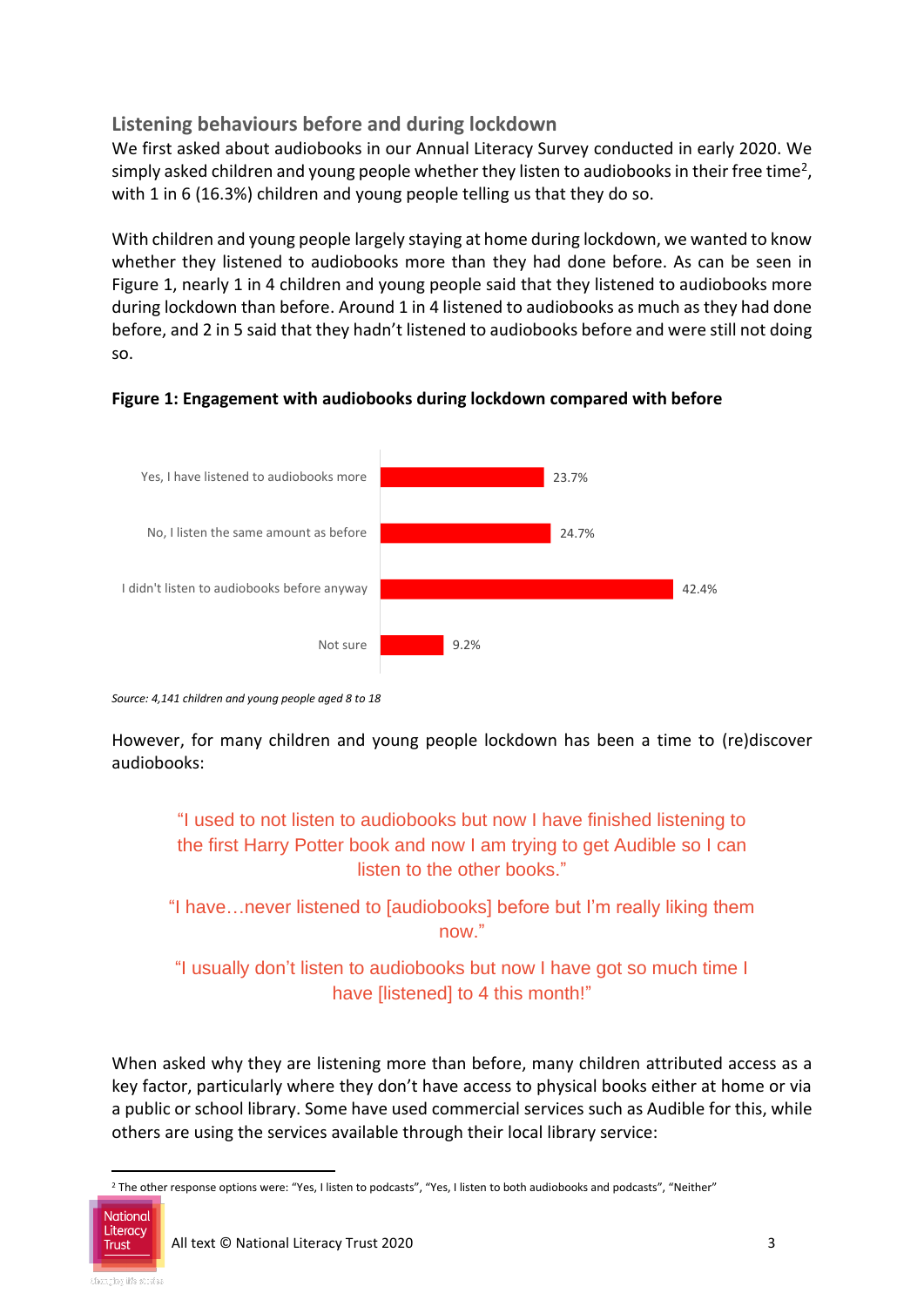## Listening behaviours before and during lockdown

We first asked about audiobooks in our Annual Literacy Survey conducted in early 2020. We simply asked children and young people whether they listen to audiobooks in their free time[2], with 1 in 6 (16.3%) children and young people telling us that they do so.

With children and young people largely staying at home during lockdown, we wanted to know whether they listened to audiobooks more than they had done before. As can be seen in Figure 1, nearly 1 in 4 children and young people said that they listened to audiobooks more during lockdown than before. Around 1 in 4 listened to audiobooks as much as they had done before, and 2 in 5 said that they hadn't listened to audiobooks before and were still not doing so.

**Figure 1: Engagement with audiobooks during lockdown compared with before**

Yes, I have listened to audiobooks more 23.7%

No, I listen the same amount as before 24.7%

I didn't listen to audiobooks before anyway 42.4%

Not sure 9.2%

*Source: 4,141 children and young people aged 8 to 18*

However, for many children and young people lockdown has been a time to (re)discover audiobooks:

> "I used to not listen to audiobooks but now I have finished listening to the first Harry Potter book and now I am trying to get Audible so I can listen to the other books."

> "I have…never listened to [audiobooks] before but I'm really liking them now."

> "I usually don't listen to audiobooks but now I have got so much time I have [listened] to 4 this month!"

When asked why they are listening more than before, many children attributed access as a key factor, particularly where they don't have access to physical books either at home or via a public or school library. Some have used commercial services such as Audible for this, while others are using the services available through their local library service:

[2] The other response options were: "Yes, I listen to podcasts", "Yes, I listen to both audiobooks and podcasts", "Neither"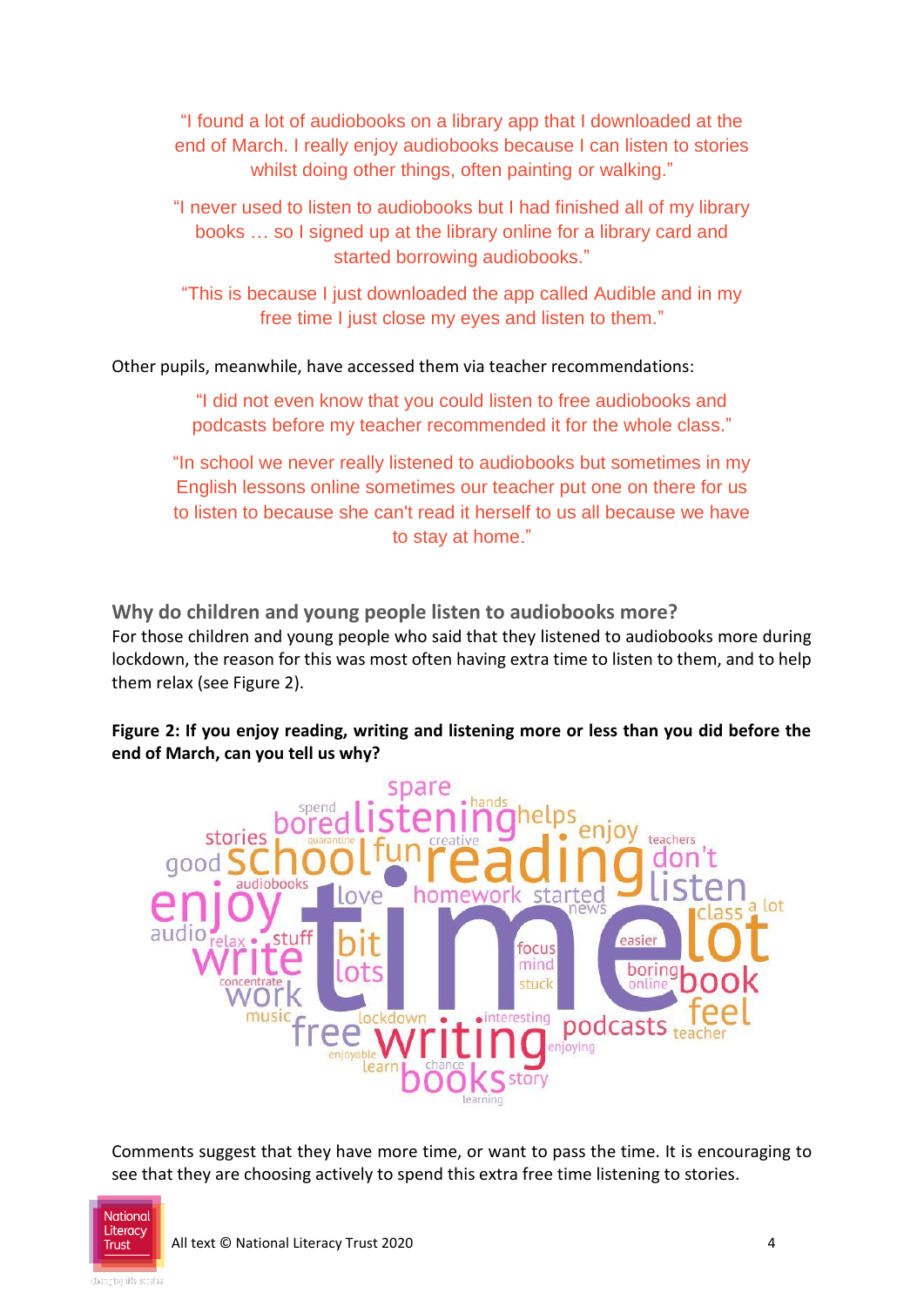"I found a lot of audiobooks on a library app that I downloaded at the end of March. I really enjoy audiobooks because I can listen to stories whilst doing other things, often painting or walking."

"I never used to listen to audiobooks but I had finished all of my library books … so I signed up at the library online for a library card and started borrowing audiobooks."

"This is because I just downloaded the app called Audible and in my free time I just close my eyes and listen to them."

Other pupils, meanwhile, have accessed them via teacher recommendations:

"I did not even know that you could listen to free audiobooks and podcasts before my teacher recommended it for the whole class."

"In school we never really listened to audiobooks but sometimes in my English lessons online sometimes our teacher put one on there for us to listen to because she can't read it herself to us all because we have to stay at home."

### Why do children and young people listen to audiobooks more?

For those children and young people who said that they listened to audiobooks more during lockdown, the reason for this was most often having extra time to listen to them, and to help them relax (see Figure 2).

**Figure 2: If you enjoy reading, writing and listening more or less than you did before the end of March, can you tell us why?**

spare
spend
hands
bored listening helps enjoy
stories quarantine creative teachers
good school fun reading don't
audiobooks
enjoy love homework started listen
news class a lot
audio relax stuff bit focus easier
write lots mind lot
concentrate stuck boring
work online book
time
music feel
lockdown interesting podcasts teacher
free writing enjoying
enjoyable chance
learn books story
learning

Comments suggest that they have more time, or want to pass the time. It is encouraging to see that they are choosing actively to spend this extra free time listening to stories.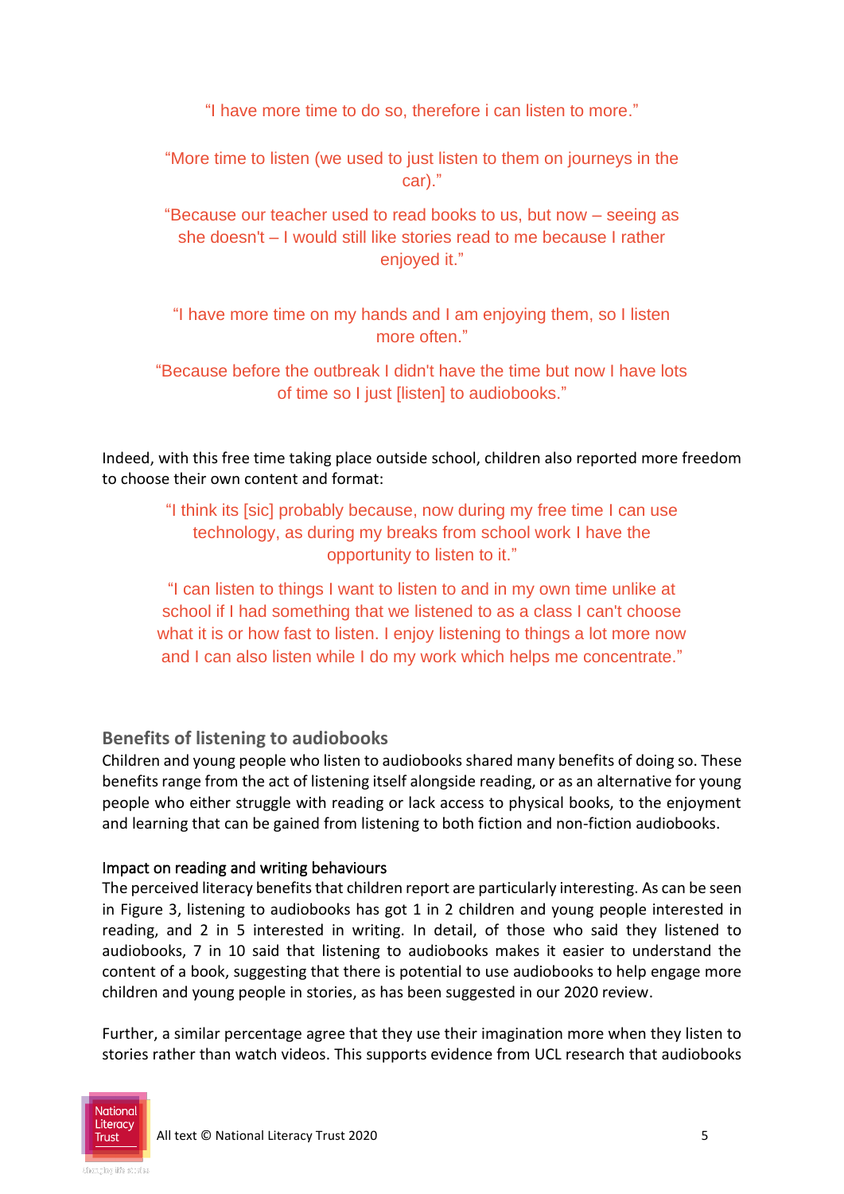"I have more time to do so, therefore i can listen to more."

"More time to listen (we used to just listen to them on journeys in the car)."

"Because our teacher used to read books to us, but now – seeing as she doesn't – I would still like stories read to me because I rather enjoyed it."

"I have more time on my hands and I am enjoying them, so I listen more often."

"Because before the outbreak I didn't have the time but now I have lots of time so I just [listen] to audiobooks."

Indeed, with this free time taking place outside school, children also reported more freedom to choose their own content and format:

"I think its [sic] probably because, now during my free time I can use technology, as during my breaks from school work I have the opportunity to listen to it."

"I can listen to things I want to listen to and in my own time unlike at school if I had something that we listened to as a class I can't choose what it is or how fast to listen. I enjoy listening to things a lot more now and I can also listen while I do my work which helps me concentrate."

## Benefits of listening to audiobooks

Children and young people who listen to audiobooks shared many benefits of doing so. These benefits range from the act of listening itself alongside reading, or as an alternative for young people who either struggle with reading or lack access to physical books, to the enjoyment and learning that can be gained from listening to both fiction and non-fiction audiobooks.

### Impact on reading and writing behaviours

The perceived literacy benefits that children report are particularly interesting. As can be seen in Figure 3, listening to audiobooks has got 1 in 2 children and young people interested in reading, and 2 in 5 interested in writing. In detail, of those who said they listened to audiobooks, 7 in 10 said that listening to audiobooks makes it easier to understand the content of a book, suggesting that there is potential to use audiobooks to help engage more children and young people in stories, as has been suggested in our 2020 review.

Further, a similar percentage agree that they use their imagination more when they listen to stories rather than watch videos. This supports evidence from UCL research that audiobooks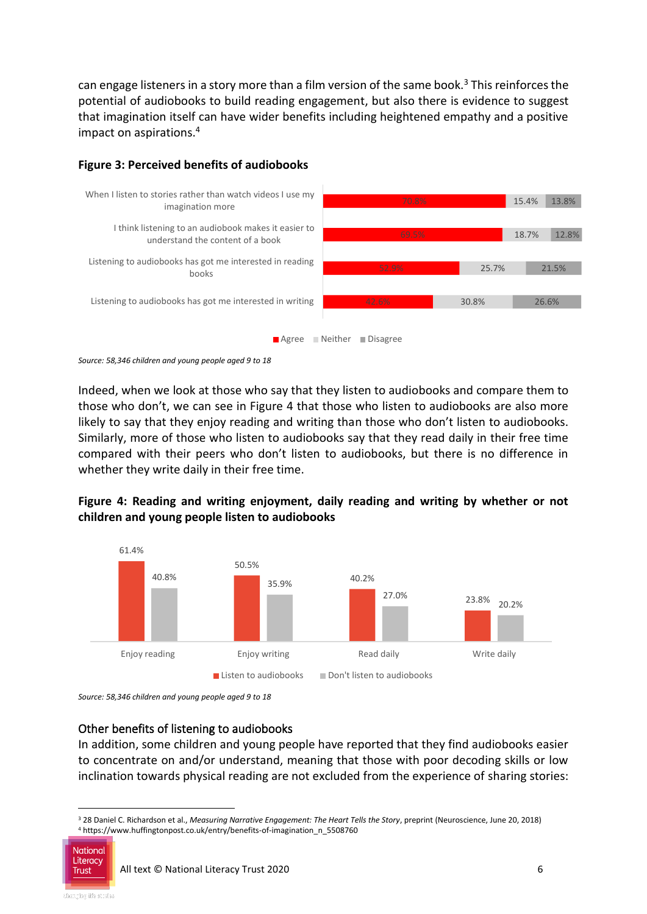can engage listeners in a story more than a film version of the same book.[3] This reinforces the potential of audiobooks to build reading engagement, but also there is evidence to suggest that imagination itself can have wider benefits including heightened empathy and a positive impact on aspirations.[4]

**Figure 3: Perceived benefits of audiobooks**

When I listen to stories rather than watch videos I use my imagination more
70.8% 15.4% 13.8%

I think listening to an audiobook makes it easier to understand the content of a book
68.5% 18.7% 12.8%

Listening to audiobooks has got me interested in reading books
52.9% 25.7% 21.5%

Listening to audiobooks has got me interested in writing
42.6% 30.8% 26.6%

Agree Neither Disagree

*Source: 58,346 children and young people aged 9 to 18*

Indeed, when we look at those who say that they listen to audiobooks and compare them to those who don't, we can see in Figure 4 that those who listen to audiobooks are also more likely to say that they enjoy reading and writing than those who don't listen to audiobooks. Similarly, more of those who listen to audiobooks say that they read daily in their free time compared with their peers who don't listen to audiobooks, but there is no difference in whether they write daily in their free time.

**Figure 4: Reading and writing enjoyment, daily reading and writing by whether or not children and young people listen to audiobooks**

Enjoy reading: 61.4% 40.8%
Enjoy writing: 50.5% 35.9%
Read daily: 40.2% 27.0%
Write daily: 23.8% 20.2%

Listen to audiobooks Don't listen to audiobooks

*Source: 58,346 children and young people aged 9 to 18*

## Other benefits of listening to audiobooks

In addition, some children and young people have reported that they find audiobooks easier to concentrate on and/or understand, meaning that those with poor decoding skills or low inclination towards physical reading are not excluded from the experience of sharing stories:

[3] 28 Daniel C. Richardson et al., *Measuring Narrative Engagement: The Heart Tells the Story*, preprint (Neuroscience, June 20, 2018)
[4] https://www.huffingtonpost.co.uk/entry/benefits-of-imagination_n_5508760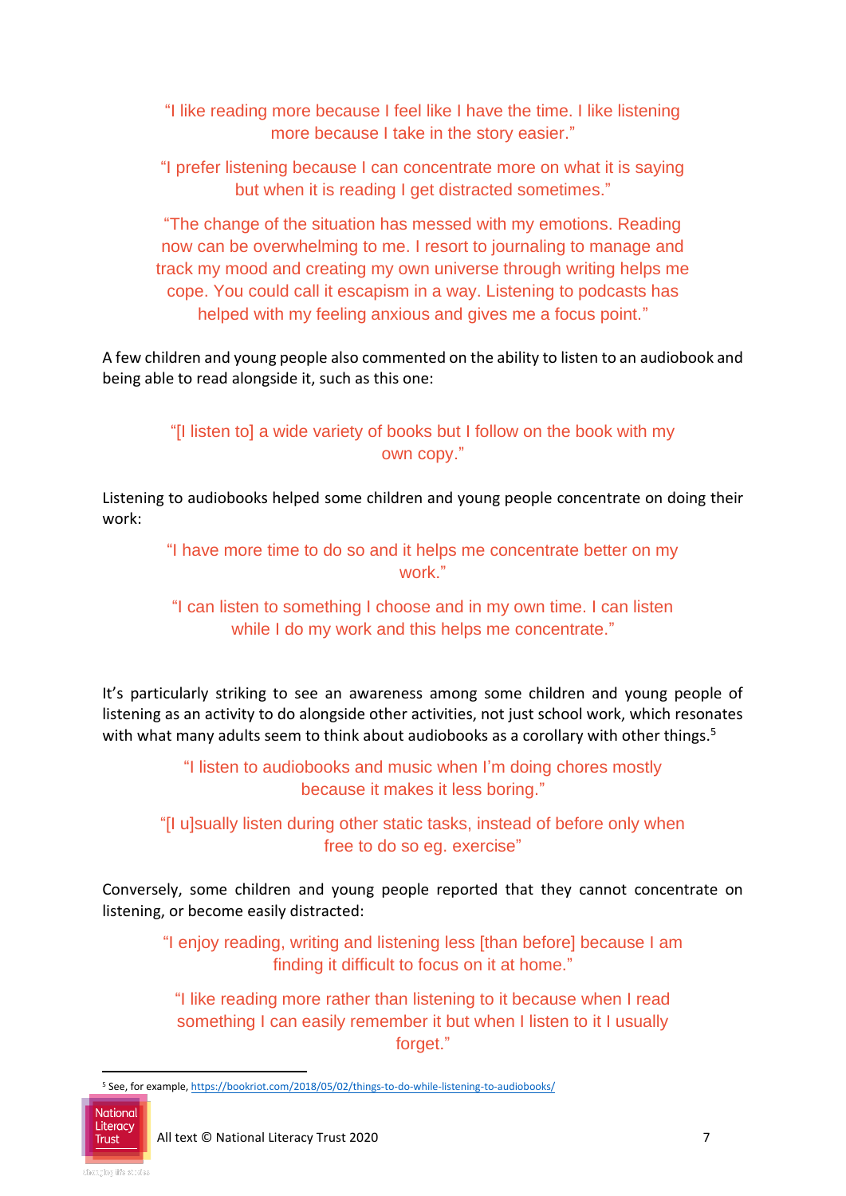"I like reading more because I feel like I have the time. I like listening more because I take in the story easier."

"I prefer listening because I can concentrate more on what it is saying but when it is reading I get distracted sometimes."

"The change of the situation has messed with my emotions. Reading now can be overwhelming to me. I resort to journaling to manage and track my mood and creating my own universe through writing helps me cope. You could call it escapism in a way. Listening to podcasts has helped with my feeling anxious and gives me a focus point."

A few children and young people also commented on the ability to listen to an audiobook and being able to read alongside it, such as this one:

"[I listen to] a wide variety of books but I follow on the book with my own copy."

Listening to audiobooks helped some children and young people concentrate on doing their work:

"I have more time to do so and it helps me concentrate better on my work."

"I can listen to something I choose and in my own time. I can listen while I do my work and this helps me concentrate."

It's particularly striking to see an awareness among some children and young people of listening as an activity to do alongside other activities, not just school work, which resonates with what many adults seem to think about audiobooks as a corollary with other things.[5]

"I listen to audiobooks and music when I'm doing chores mostly because it makes it less boring."

"[I u]sually listen during other static tasks, instead of before only when free to do so eg. exercise"

Conversely, some children and young people reported that they cannot concentrate on listening, or become easily distracted:

"I enjoy reading, writing and listening less [than before] because I am finding it difficult to focus on it at home."

"I like reading more rather than listening to it because when I read something I can easily remember it but when I listen to it I usually forget."

[5] See, for example, https://bookriot.com/2018/05/02/things-to-do-while-listening-to-audiobooks/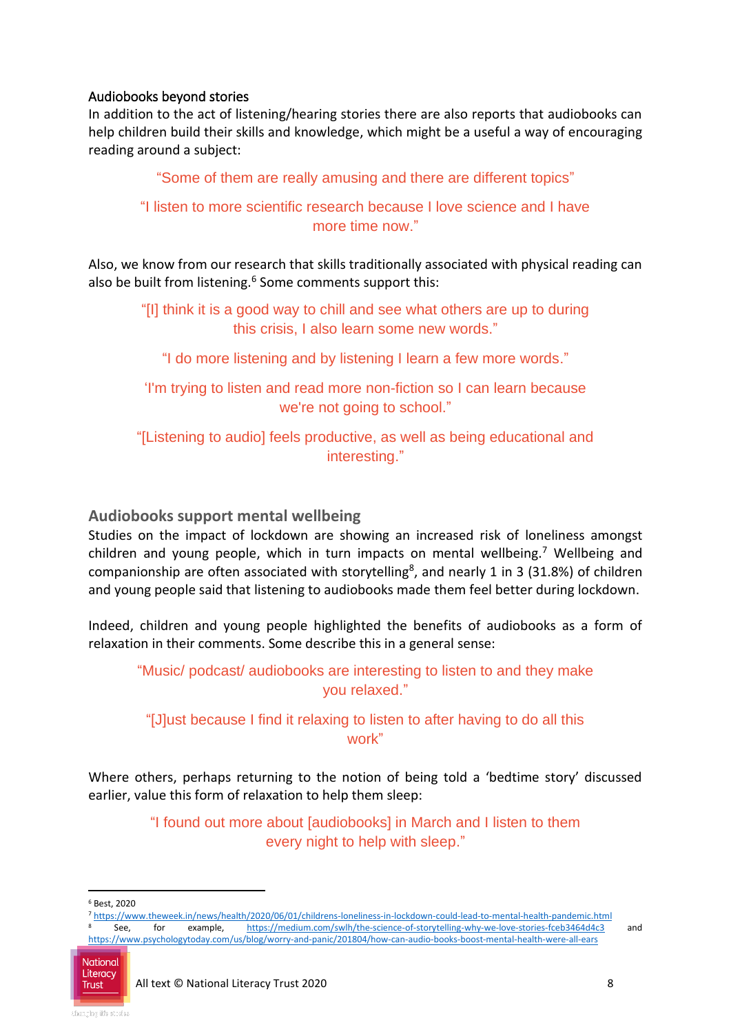### Audiobooks beyond stories

In addition to the act of listening/hearing stories there are also reports that audiobooks can help children build their skills and knowledge, which might be a useful a way of encouraging reading around a subject:

> "Some of them are really amusing and there are different topics"

> "I listen to more scientific research because I love science and I have more time now."

Also, we know from our research that skills traditionally associated with physical reading can also be built from listening.[6] Some comments support this:

> "[I] think it is a good way to chill and see what others are up to during this crisis, I also learn some new words."

> "I do more listening and by listening I learn a few more words."

> 'I'm trying to listen and read more non-fiction so I can learn because we're not going to school."

> "[Listening to audio] feels productive, as well as being educational and interesting."

## Audiobooks support mental wellbeing

Studies on the impact of lockdown are showing an increased risk of loneliness amongst children and young people, which in turn impacts on mental wellbeing.[7] Wellbeing and companionship are often associated with storytelling[8], and nearly 1 in 3 (31.8%) of children and young people said that listening to audiobooks made them feel better during lockdown.

Indeed, children and young people highlighted the benefits of audiobooks as a form of relaxation in their comments. Some describe this in a general sense:

> "Music/ podcast/ audiobooks are interesting to listen to and they make you relaxed."

> "[J]ust because I find it relaxing to listen to after having to do all this work"

Where others, perhaps returning to the notion of being told a 'bedtime story' discussed earlier, value this form of relaxation to help them sleep:

> "I found out more about [audiobooks] in March and I listen to them every night to help with sleep."

---

[6] Best, 2020

[7] https://www.theweek.in/news/health/2020/06/01/childrens-loneliness-in-lockdown-could-lead-to-mental-health-pandemic.html

[8] See, for example, https://medium.com/swlh/the-science-of-storytelling-why-we-love-stories-fceb3464d4c3 and https://www.psychologytoday.com/us/blog/worry-and-panic/201804/how-can-audio-books-boost-mental-health-were-all-ears

All text © National Literacy Trust 2020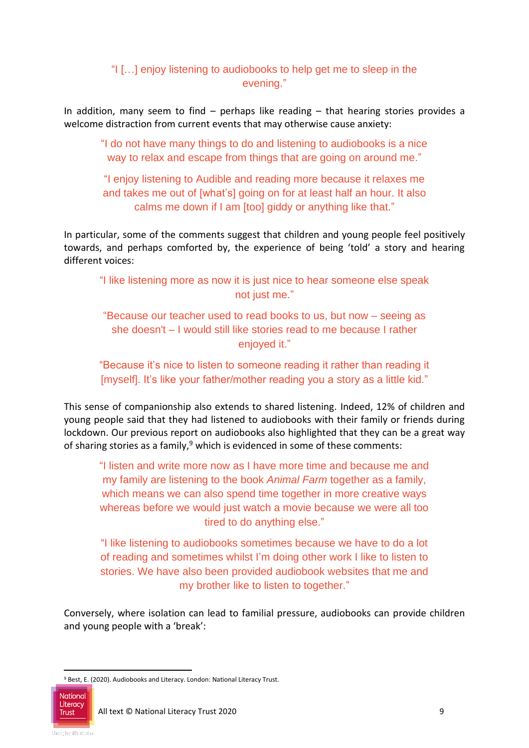"I […] enjoy listening to audiobooks to help get me to sleep in the evening."

In addition, many seem to find – perhaps like reading – that hearing stories provides a welcome distraction from current events that may otherwise cause anxiety:

"I do not have many things to do and listening to audiobooks is a nice way to relax and escape from things that are going on around me."

"I enjoy listening to Audible and reading more because it relaxes me and takes me out of [what's] going on for at least half an hour. It also calms me down if I am [too] giddy or anything like that."

In particular, some of the comments suggest that children and young people feel positively towards, and perhaps comforted by, the experience of being 'told' a story and hearing different voices:

"I like listening more as now it is just nice to hear someone else speak not just me."

"Because our teacher used to read books to us, but now – seeing as she doesn't – I would still like stories read to me because I rather enjoyed it."

"Because it's nice to listen to someone reading it rather than reading it [myself]. It's like your father/mother reading you a story as a little kid."

This sense of companionship also extends to shared listening. Indeed, 12% of children and young people said that they had listened to audiobooks with their family or friends during lockdown. Our previous report on audiobooks also highlighted that they can be a great way of sharing stories as a family,[9] which is evidenced in some of these comments:

"I listen and write more now as I have more time and because me and my family are listening to the book *Animal Farm* together as a family, which means we can also spend time together in more creative ways whereas before we would just watch a movie because we were all too tired to do anything else."

"I like listening to audiobooks sometimes because we have to do a lot of reading and sometimes whilst I'm doing other work I like to listen to stories. We have also been provided audiobook websites that me and my brother like to listen to together."

Conversely, where isolation can lead to familial pressure, audiobooks can provide children and young people with a 'break':

[9] Best, E. (2020). Audiobooks and Literacy. London: National Literacy Trust.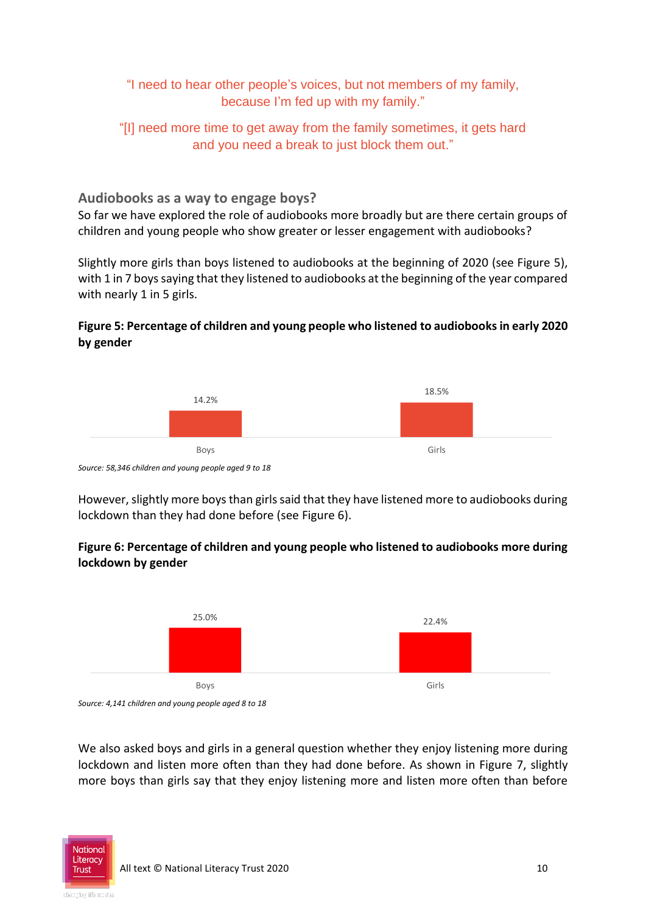"I need to hear other people's voices, but not members of my family, because I'm fed up with my family."

"[I] need more time to get away from the family sometimes, it gets hard and you need a break to just block them out."

## Audiobooks as a way to engage boys?

So far we have explored the role of audiobooks more broadly but are there certain groups of children and young people who show greater or lesser engagement with audiobooks?

Slightly more girls than boys listened to audiobooks at the beginning of 2020 (see Figure 5), with 1 in 7 boys saying that they listened to audiobooks at the beginning of the year compared with nearly 1 in 5 girls.

**Figure 5: Percentage of children and young people who listened to audiobooks in early 2020 by gender**

14.2%
18.5%
Boys
Girls

*Source: 58,346 children and young people aged 9 to 18*

However, slightly more boys than girls said that they have listened more to audiobooks during lockdown than they had done before (see Figure 6).

**Figure 6: Percentage of children and young people who listened to audiobooks more during lockdown by gender**

25.0%
22.4%
Boys
Girls

*Source: 4,141 children and young people aged 8 to 18*

We also asked boys and girls in a general question whether they enjoy listening more during lockdown and listen more often than they had done before. As shown in Figure 7, slightly more boys than girls say that they enjoy listening more and listen more often than before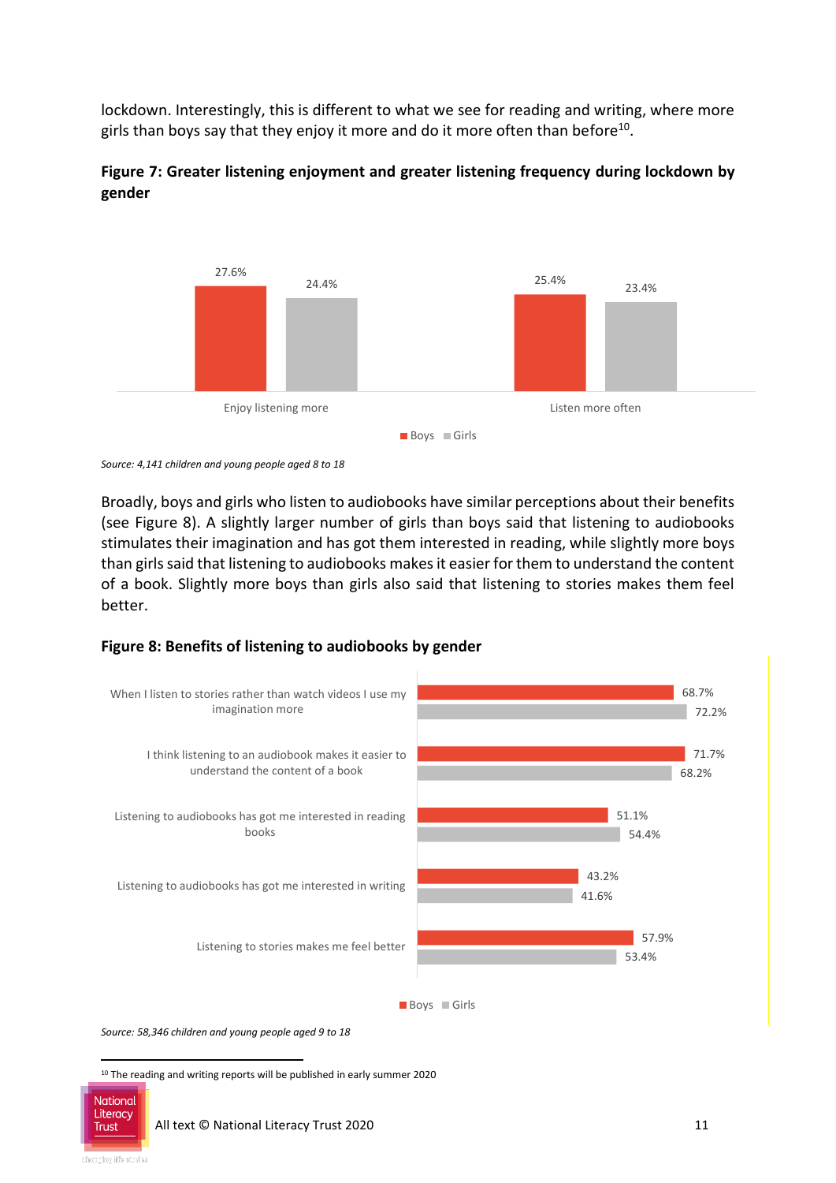lockdown. Interestingly, this is different to what we see for reading and writing, where more girls than boys say that they enjoy it more and do it more often than before[10].

**Figure 7: Greater listening enjoyment and greater listening frequency during lockdown by gender**

27.6%
24.4%
25.4%
23.4%
Enjoy listening more
Listen more often
Boys
Girls

*Source: 4,141 children and young people aged 8 to 18*

Broadly, boys and girls who listen to audiobooks have similar perceptions about their benefits (see Figure 8). A slightly larger number of girls than boys said that listening to audiobooks stimulates their imagination and has got them interested in reading, while slightly more boys than girls said that listening to audiobooks makes it easier for them to understand the content of a book. Slightly more boys than girls also said that listening to stories makes them feel better.

**Figure 8: Benefits of listening to audiobooks by gender**

When I listen to stories rather than watch videos I use my imagination more
68.7%
72.2%
I think listening to an audiobook makes it easier to understand the content of a book
71.7%
68.2%
Listening to audiobooks has got me interested in reading books
51.1%
54.4%
Listening to audiobooks has got me interested in writing
43.2%
41.6%
Listening to stories makes me feel better
57.9%
53.4%
Boys
Girls

*Source: 58,346 children and young people aged 9 to 18*

[10] The reading and writing reports will be published in early summer 2020

All text © National Literacy Trust 2020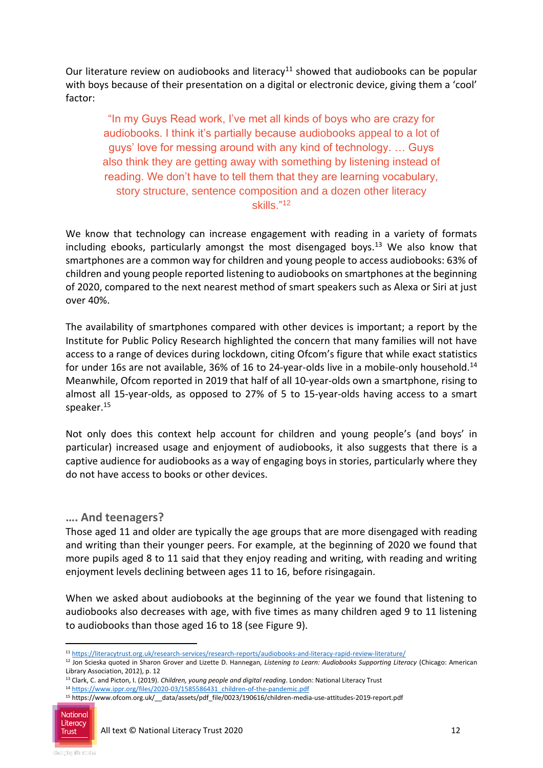Our literature review on audiobooks and literacy[11] showed that audiobooks can be popular with boys because of their presentation on a digital or electronic device, giving them a 'cool' factor:

> "In my Guys Read work, I've met all kinds of boys who are crazy for audiobooks. I think it's partially because audiobooks appeal to a lot of guys' love for messing around with any kind of technology. … Guys also think they are getting away with something by listening instead of reading. We don't have to tell them that they are learning vocabulary, story structure, sentence composition and a dozen other literacy skills."[12]

We know that technology can increase engagement with reading in a variety of formats including ebooks, particularly amongst the most disengaged boys.[13] We also know that smartphones are a common way for children and young people to access audiobooks: 63% of children and young people reported listening to audiobooks on smartphones at the beginning of 2020, compared to the next nearest method of smart speakers such as Alexa or Siri at just over 40%.

The availability of smartphones compared with other devices is important; a report by the Institute for Public Policy Research highlighted the concern that many families will not have access to a range of devices during lockdown, citing Ofcom's figure that while exact statistics for under 16s are not available, 36% of 16 to 24-year-olds live in a mobile-only household.[14] Meanwhile, Ofcom reported in 2019 that half of all 10-year-olds own a smartphone, rising to almost all 15-year-olds, as opposed to 27% of 5 to 15-year-olds having access to a smart speaker.[15]

Not only does this context help account for children and young people's (and boys' in particular) increased usage and enjoyment of audiobooks, it also suggests that there is a captive audience for audiobooks as a way of engaging boys in stories, particularly where they do not have access to books or other devices.

## …. And teenagers?

Those aged 11 and older are typically the age groups that are more disengaged with reading and writing than their younger peers. For example, at the beginning of 2020 we found that more pupils aged 8 to 11 said that they enjoy reading and writing, with reading and writing enjoyment levels declining between ages 11 to 16, before risingagain.

When we asked about audiobooks at the beginning of the year we found that listening to audiobooks also decreases with age, with five times as many children aged 9 to 11 listening to audiobooks than those aged 16 to 18 (see Figure 9).

---

[11] https://literacytrust.org.uk/research-services/research-reports/audiobooks-and-literacy-rapid-review-literature/

[12] Jon Scieska quoted in Sharon Grover and Lizette D. Hannegan, *Listening to Learn: Audiobooks Supporting Literacy* (Chicago: American Library Association, 2012), p. 12

[13] Clark, C. and Picton, I. (2019). *Children, young people and digital reading*. London: National Literacy Trust

[14] https://www.ippr.org/files/2020-03/1585586431_children-of-the-pandemic.pdf

[15] https://www.ofcom.org.uk/__data/assets/pdf_file/0023/190616/children-media-use-attitudes-2019-report.pdf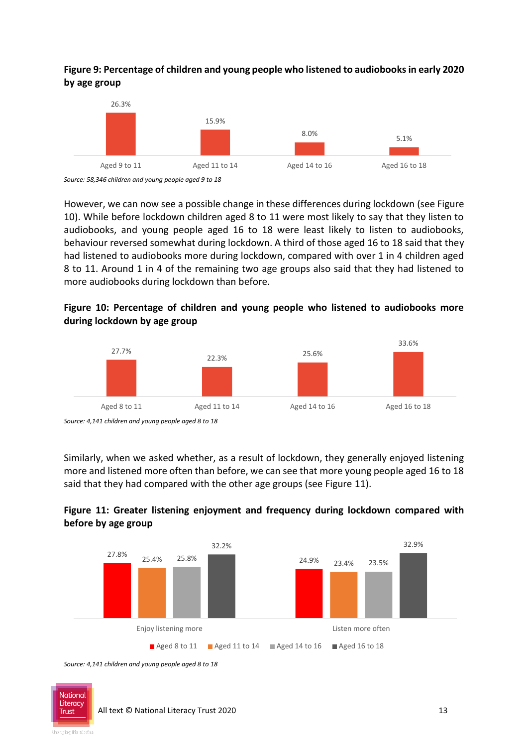**Figure 9: Percentage of children and young people who listened to audiobooks in early 2020 by age group**

| Aged 9 to 11 | Aged 11 to 14 | Aged 14 to 16 | Aged 16 to 18 |
|---|---|---|---|
| 26.3% | 15.9% | 8.0% | 5.1% |

*Source: 58,346 children and young people aged 9 to 18*

However, we can now see a possible change in these differences during lockdown (see Figure 10). While before lockdown children aged 8 to 11 were most likely to say that they listen to audiobooks, and young people aged 16 to 18 were least likely to listen to audiobooks, behaviour reversed somewhat during lockdown. A third of those aged 16 to 18 said that they had listened to audiobooks more during lockdown, compared with over 1 in 4 children aged 8 to 11. Around 1 in 4 of the remaining two age groups also said that they had listened to more audiobooks during lockdown than before.

**Figure 10: Percentage of children and young people who listened to audiobooks more during lockdown by age group**

| Aged 8 to 11 | Aged 11 to 14 | Aged 14 to 16 | Aged 16 to 18 |
|---|---|---|---|
| 27.7% | 22.3% | 25.6% | 33.6% |

*Source: 4,141 children and young people aged 8 to 18*

Similarly, when we asked whether, as a result of lockdown, they generally enjoyed listening more and listened more often than before, we can see that more young people aged 16 to 18 said that they had compared with the other age groups (see Figure 11).

**Figure 11: Greater listening enjoyment and frequency during lockdown compared with before by age group**

| | Aged 8 to 11 | Aged 11 to 14 | Aged 14 to 16 | Aged 16 to 18 |
|---|---|---|---|---|
| Enjoy listening more | 27.8% | 25.4% | 25.8% | 32.2% |
| Listen more often | 24.9% | 23.4% | 23.5% | 32.9% |

*Source: 4,141 children and young people aged 8 to 18*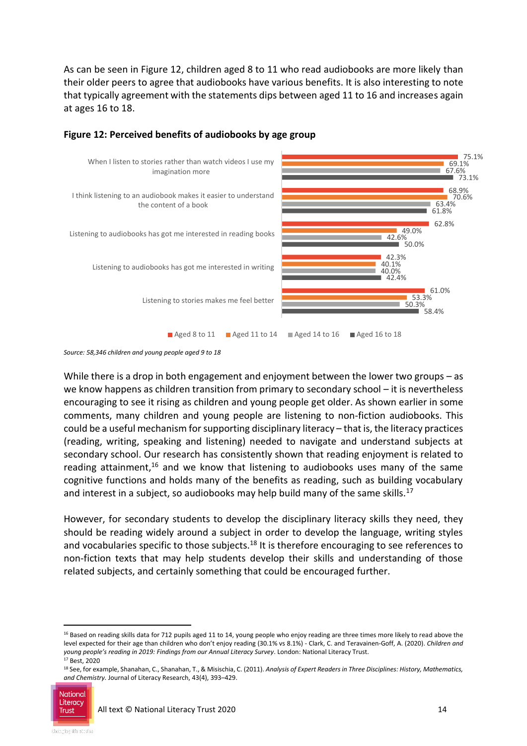As can be seen in Figure 12, children aged 8 to 11 who read audiobooks are more likely than their older peers to agree that audiobooks have various benefits. It is also interesting to note that typically agreement with the statements dips between aged 11 to 16 and increases again at ages 16 to 18.

**Figure 12: Perceived benefits of audiobooks by age group**

When I listen to stories rather than watch videos I use my imagination more
75.1%
69.1%
67.6%
73.1%

I think listening to an audiobook makes it easier to understand the content of a book
68.9%
70.6%
63.4%
61.8%

Listening to audiobooks has got me interested in reading books
62.8%
49.0%
42.6%
50.0%

Listening to audiobooks has got me interested in writing
42.3%
40.1%
40.0%
42.4%

Listening to stories makes me feel better
61.0%
53.3%
50.3%
58.4%

Aged 8 to 11 | Aged 11 to 14 | Aged 14 to 16 | Aged 16 to 18

*Source: 58,346 children and young people aged 9 to 18*

While there is a drop in both engagement and enjoyment between the lower two groups – as we know happens as children transition from primary to secondary school – it is nevertheless encouraging to see it rising as children and young people get older. As shown earlier in some comments, many children and young people are listening to non-fiction audiobooks. This could be a useful mechanism for supporting disciplinary literacy – that is, the literacy practices (reading, writing, speaking and listening) needed to navigate and understand subjects at secondary school. Our research has consistently shown that reading enjoyment is related to reading attainment,[16] and we know that listening to audiobooks uses many of the same cognitive functions and holds many of the benefits as reading, such as building vocabulary and interest in a subject, so audiobooks may help build many of the same skills.[17]

However, for secondary students to develop the disciplinary literacy skills they need, they should be reading widely around a subject in order to develop the language, writing styles and vocabularies specific to those subjects.[18] It is therefore encouraging to see references to non-fiction texts that may help students develop their skills and understanding of those related subjects, and certainly something that could be encouraged further.

---

[16] Based on reading skills data for 712 pupils aged 11 to 14, young people who enjoy reading are three times more likely to read above the level expected for their age than children who don't enjoy reading (30.1% vs 8.1%) - Clark, C. and Teravainen-Goff, A. (2020). *Children and young people's reading in 2019: Findings from our Annual Literacy Survey*. London: National Literacy Trust.

[17] Best, 2020

[18] See, for example, Shanahan, C., Shanahan, T., & Misischia, C. (2011). *Analysis of Expert Readers in Three Disciplines: History, Mathematics, and Chemistry.* Journal of Literacy Research, 43(4), 393–429.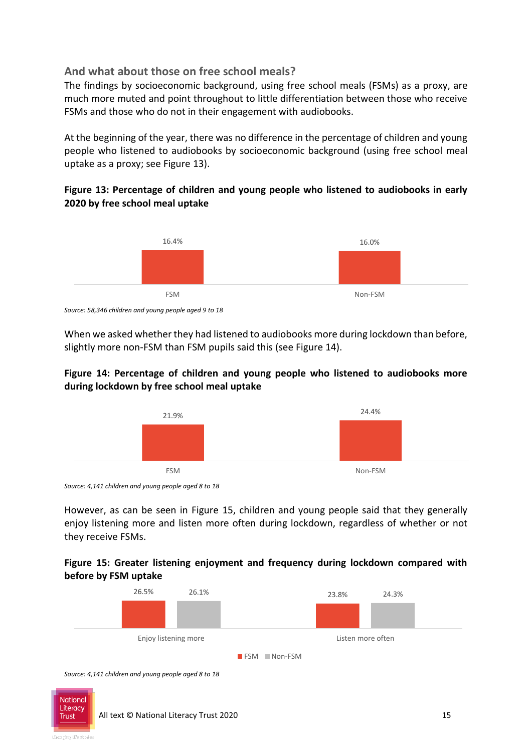## And what about those on free school meals?

The findings by socioeconomic background, using free school meals (FSMs) as a proxy, are much more muted and point throughout to little differentiation between those who receive FSMs and those who do not in their engagement with audiobooks.

At the beginning of the year, there was no difference in the percentage of children and young people who listened to audiobooks by socioeconomic background (using free school meal uptake as a proxy; see Figure 13).

**Figure 13: Percentage of children and young people who listened to audiobooks in early 2020 by free school meal uptake**

16.4%
16.0%
FSM
Non-FSM

*Source: 58,346 children and young people aged 9 to 18*

When we asked whether they had listened to audiobooks more during lockdown than before, slightly more non-FSM than FSM pupils said this (see Figure 14).

**Figure 14: Percentage of children and young people who listened to audiobooks more during lockdown by free school meal uptake**

21.9%
24.4%
FSM
Non-FSM

*Source: 4,141 children and young people aged 8 to 18*

However, as can be seen in Figure 15, children and young people said that they generally enjoy listening more and listen more often during lockdown, regardless of whether or not they receive FSMs.

**Figure 15: Greater listening enjoyment and frequency during lockdown compared with before by FSM uptake**

26.5%
26.1%
23.8%
24.3%
Enjoy listening more
Listen more often
FSM
Non-FSM

*Source: 4,141 children and young people aged 8 to 18*

All text © National Literacy Trust 2020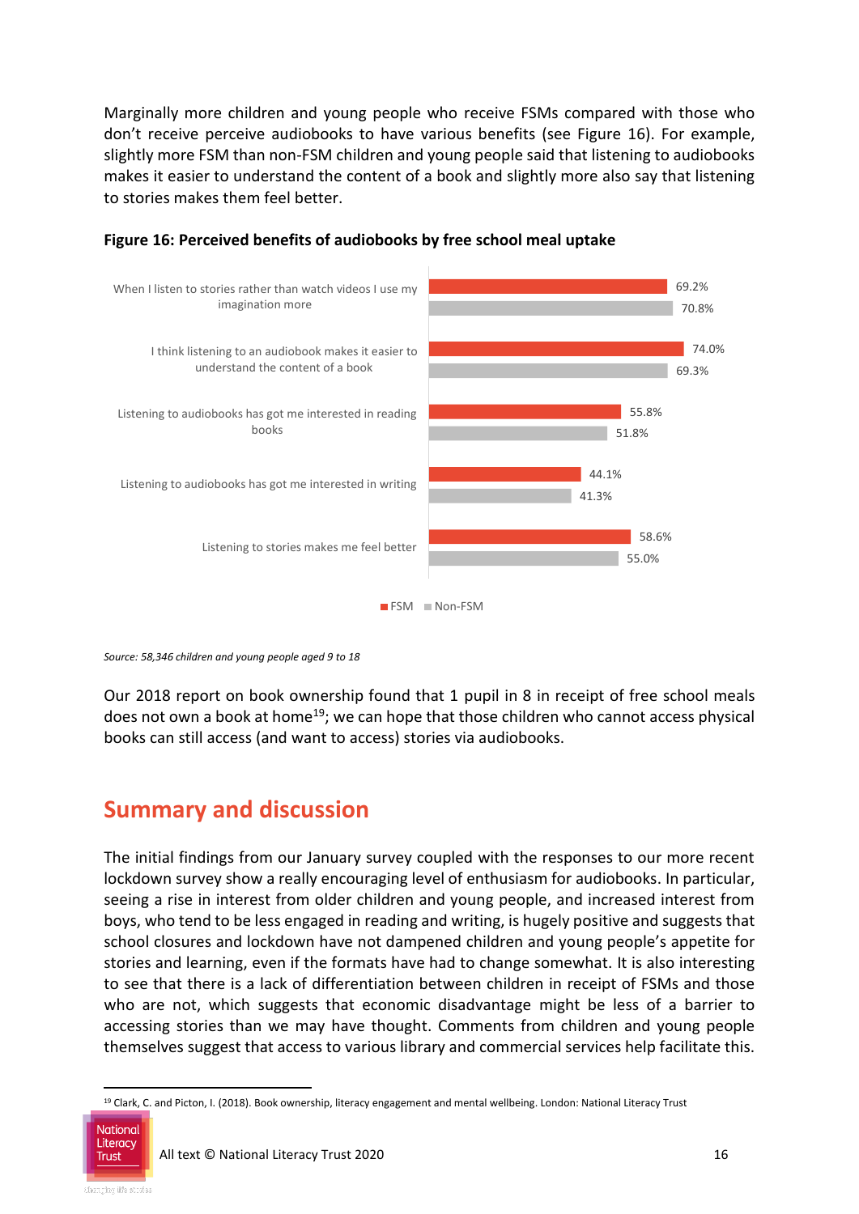Marginally more children and young people who receive FSMs compared with those who don't receive perceive audiobooks to have various benefits (see Figure 16). For example, slightly more FSM than non-FSM children and young people said that listening to audiobooks makes it easier to understand the content of a book and slightly more also say that listening to stories makes them feel better.

**Figure 16: Perceived benefits of audiobooks by free school meal uptake**

When I listen to stories rather than watch videos I use my imagination more
69.2%
70.8%

I think listening to an audiobook makes it easier to understand the content of a book
74.0%
69.3%

Listening to audiobooks has got me interested in reading books
55.8%
51.8%

Listening to audiobooks has got me interested in writing
44.1%
41.3%

Listening to stories makes me feel better
58.6%
55.0%

FSM
Non-FSM

*Source: 58,346 children and young people aged 9 to 18*

Our 2018 report on book ownership found that 1 pupil in 8 in receipt of free school meals does not own a book at home[19]; we can hope that those children who cannot access physical books can still access (and want to access) stories via audiobooks.

## Summary and discussion

The initial findings from our January survey coupled with the responses to our more recent lockdown survey show a really encouraging level of enthusiasm for audiobooks. In particular, seeing a rise in interest from older children and young people, and increased interest from boys, who tend to be less engaged in reading and writing, is hugely positive and suggests that school closures and lockdown have not dampened children and young people's appetite for stories and learning, even if the formats have had to change somewhat. It is also interesting to see that there is a lack of differentiation between children in receipt of FSMs and those who are not, which suggests that economic disadvantage might be less of a barrier to accessing stories than we may have thought. Comments from children and young people themselves suggest that access to various library and commercial services help facilitate this.

[19] Clark, C. and Picton, I. (2018). Book ownership, literacy engagement and mental wellbeing. London: National Literacy Trust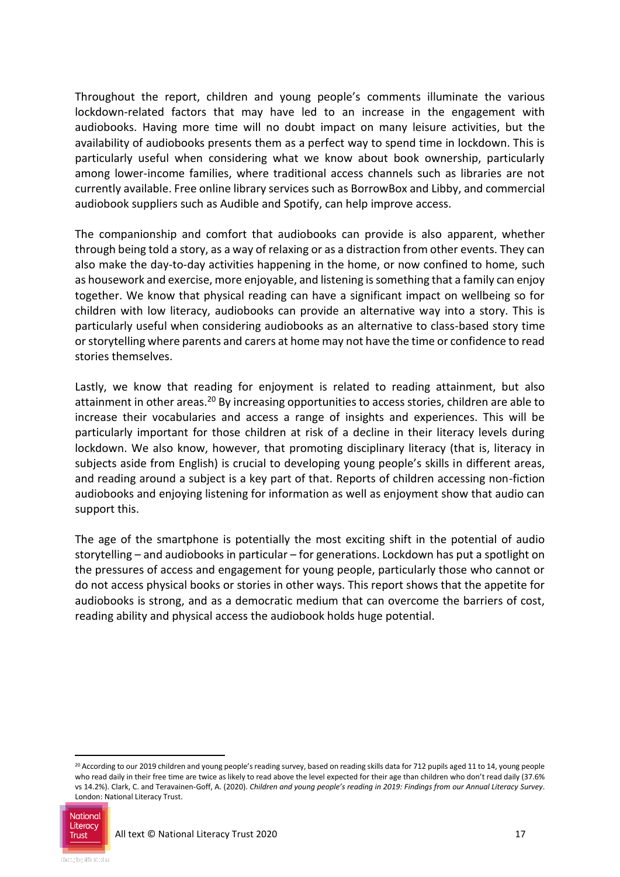Throughout the report, children and young people's comments illuminate the various lockdown-related factors that may have led to an increase in the engagement with audiobooks. Having more time will no doubt impact on many leisure activities, but the availability of audiobooks presents them as a perfect way to spend time in lockdown. This is particularly useful when considering what we know about book ownership, particularly among lower-income families, where traditional access channels such as libraries are not currently available. Free online library services such as BorrowBox and Libby, and commercial audiobook suppliers such as Audible and Spotify, can help improve access.

The companionship and comfort that audiobooks can provide is also apparent, whether through being told a story, as a way of relaxing or as a distraction from other events. They can also make the day-to-day activities happening in the home, or now confined to home, such as housework and exercise, more enjoyable, and listening is something that a family can enjoy together. We know that physical reading can have a significant impact on wellbeing so for children with low literacy, audiobooks can provide an alternative way into a story. This is particularly useful when considering audiobooks as an alternative to class-based story time or storytelling where parents and carers at home may not have the time or confidence to read stories themselves.

Lastly, we know that reading for enjoyment is related to reading attainment, but also attainment in other areas.[20] By increasing opportunities to access stories, children are able to increase their vocabularies and access a range of insights and experiences. This will be particularly important for those children at risk of a decline in their literacy levels during lockdown. We also know, however, that promoting disciplinary literacy (that is, literacy in subjects aside from English) is crucial to developing young people's skills in different areas, and reading around a subject is a key part of that. Reports of children accessing non-fiction audiobooks and enjoying listening for information as well as enjoyment show that audio can support this.

The age of the smartphone is potentially the most exciting shift in the potential of audio storytelling – and audiobooks in particular – for generations. Lockdown has put a spotlight on the pressures of access and engagement for young people, particularly those who cannot or do not access physical books or stories in other ways. This report shows that the appetite for audiobooks is strong, and as a democratic medium that can overcome the barriers of cost, reading ability and physical access the audiobook holds huge potential.

[20] According to our 2019 children and young people's reading survey, based on reading skills data for 712 pupils aged 11 to 14, young people who read daily in their free time are twice as likely to read above the level expected for their age than children who don't read daily (37.6% vs 14.2%). Clark, C. and Teravainen-Goff, A. (2020). *Children and young people's reading in 2019: Findings from our Annual Literacy Survey*. London: National Literacy Trust.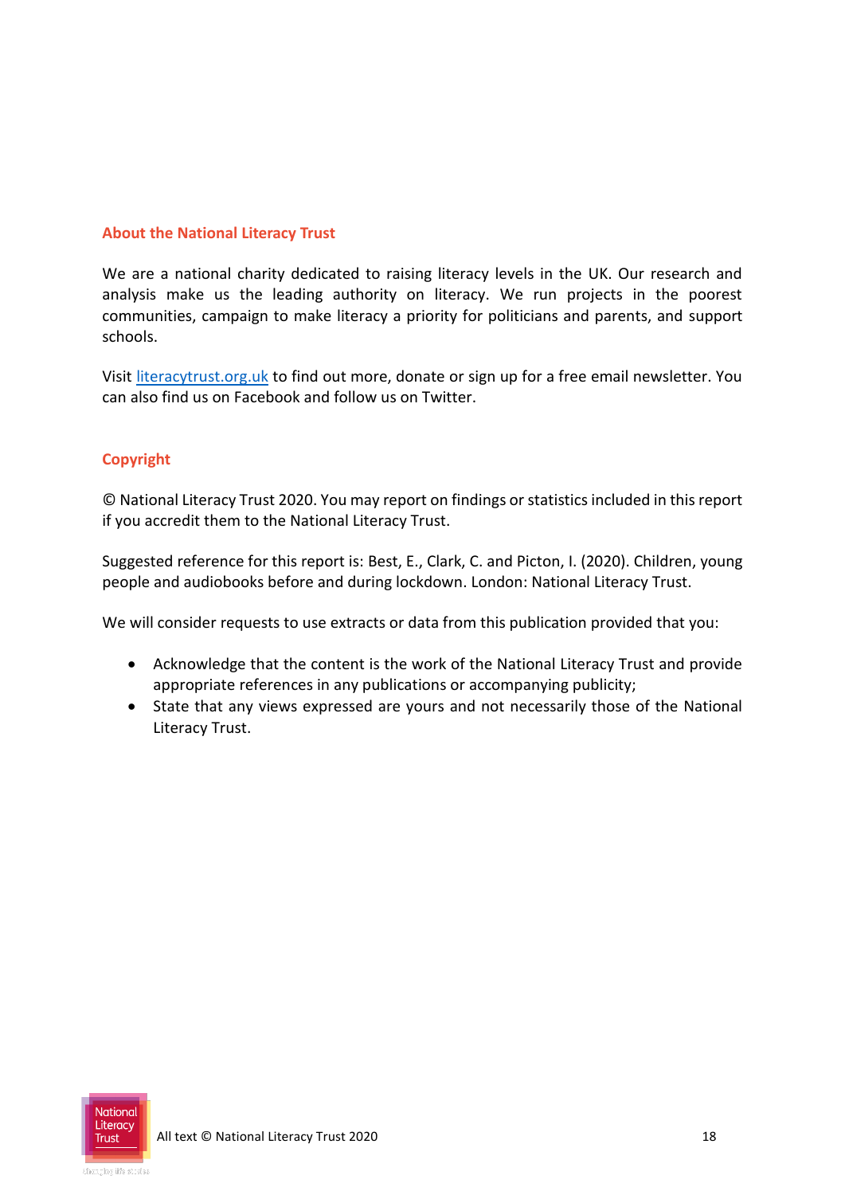## About the National Literacy Trust

We are a national charity dedicated to raising literacy levels in the UK. Our research and analysis make us the leading authority on literacy. We run projects in the poorest communities, campaign to make literacy a priority for politicians and parents, and support schools.

Visit [literacytrust.org.uk](literacytrust.org.uk) to find out more, donate or sign up for a free email newsletter. You can also find us on Facebook and follow us on Twitter.

## Copyright

© National Literacy Trust 2020. You may report on findings or statistics included in this report if you accredit them to the National Literacy Trust.

Suggested reference for this report is: Best, E., Clark, C. and Picton, I. (2020). Children, young people and audiobooks before and during lockdown. London: National Literacy Trust.

We will consider requests to use extracts or data from this publication provided that you:

- Acknowledge that the content is the work of the National Literacy Trust and provide appropriate references in any publications or accompanying publicity;
- State that any views expressed are yours and not necessarily those of the National Literacy Trust.